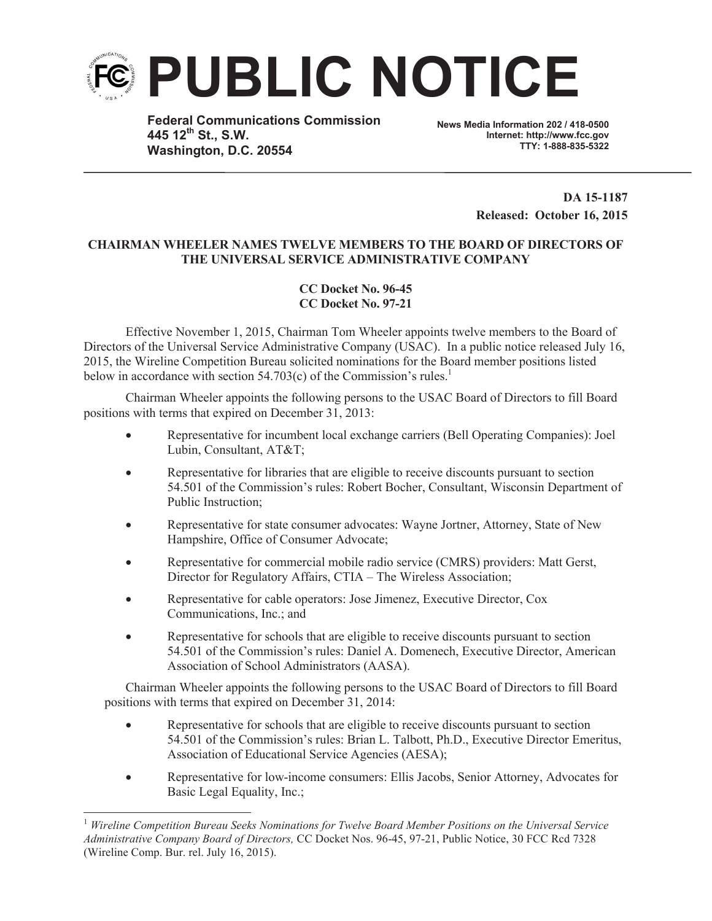# PUBLIC NOTICE

**Federal Communications Commission**
**445 12th St., S.W.**
**Washington, D.C. 20554**

**News Media Information 202 / 418-0500**
**Internet: http://www.fcc.gov**
**TTY: 1-888-835-5322**

**DA 15-1187**
**Released: October 16, 2015**

**CHAIRMAN WHEELER NAMES TWELVE MEMBERS TO THE BOARD OF DIRECTORS OF THE UNIVERSAL SERVICE ADMINISTRATIVE COMPANY**

**CC Docket No. 96-45**
**CC Docket No. 97-21**

Effective November 1, 2015, Chairman Tom Wheeler appoints twelve members to the Board of Directors of the Universal Service Administrative Company (USAC). In a public notice released July 16, 2015, the Wireline Competition Bureau solicited nominations for the Board member positions listed below in accordance with section 54.703(c) of the Commission's rules.[1]

Chairman Wheeler appoints the following persons to the USAC Board of Directors to fill Board positions with terms that expired on December 31, 2013:

- Representative for incumbent local exchange carriers (Bell Operating Companies): Joel Lubin, Consultant, AT&T;
- Representative for libraries that are eligible to receive discounts pursuant to section 54.501 of the Commission's rules: Robert Bocher, Consultant, Wisconsin Department of Public Instruction;
- Representative for state consumer advocates: Wayne Jortner, Attorney, State of New Hampshire, Office of Consumer Advocate;
- Representative for commercial mobile radio service (CMRS) providers: Matt Gerst, Director for Regulatory Affairs, CTIA – The Wireless Association;
- Representative for cable operators: Jose Jimenez, Executive Director, Cox Communications, Inc.; and
- Representative for schools that are eligible to receive discounts pursuant to section 54.501 of the Commission's rules: Daniel A. Domenech, Executive Director, American Association of School Administrators (AASA).

Chairman Wheeler appoints the following persons to the USAC Board of Directors to fill Board positions with terms that expired on December 31, 2014:

- Representative for schools that are eligible to receive discounts pursuant to section 54.501 of the Commission's rules: Brian L. Talbott, Ph.D., Executive Director Emeritus, Association of Educational Service Agencies (AESA);
- Representative for low-income consumers: Ellis Jacobs, Senior Attorney, Advocates for Basic Legal Equality, Inc.;

[1] *Wireline Competition Bureau Seeks Nominations for Twelve Board Member Positions on the Universal Service Administrative Company Board of Directors,* CC Docket Nos. 96-45, 97-21, Public Notice, 30 FCC Rcd 7328 (Wireline Comp. Bur. rel. July 16, 2015).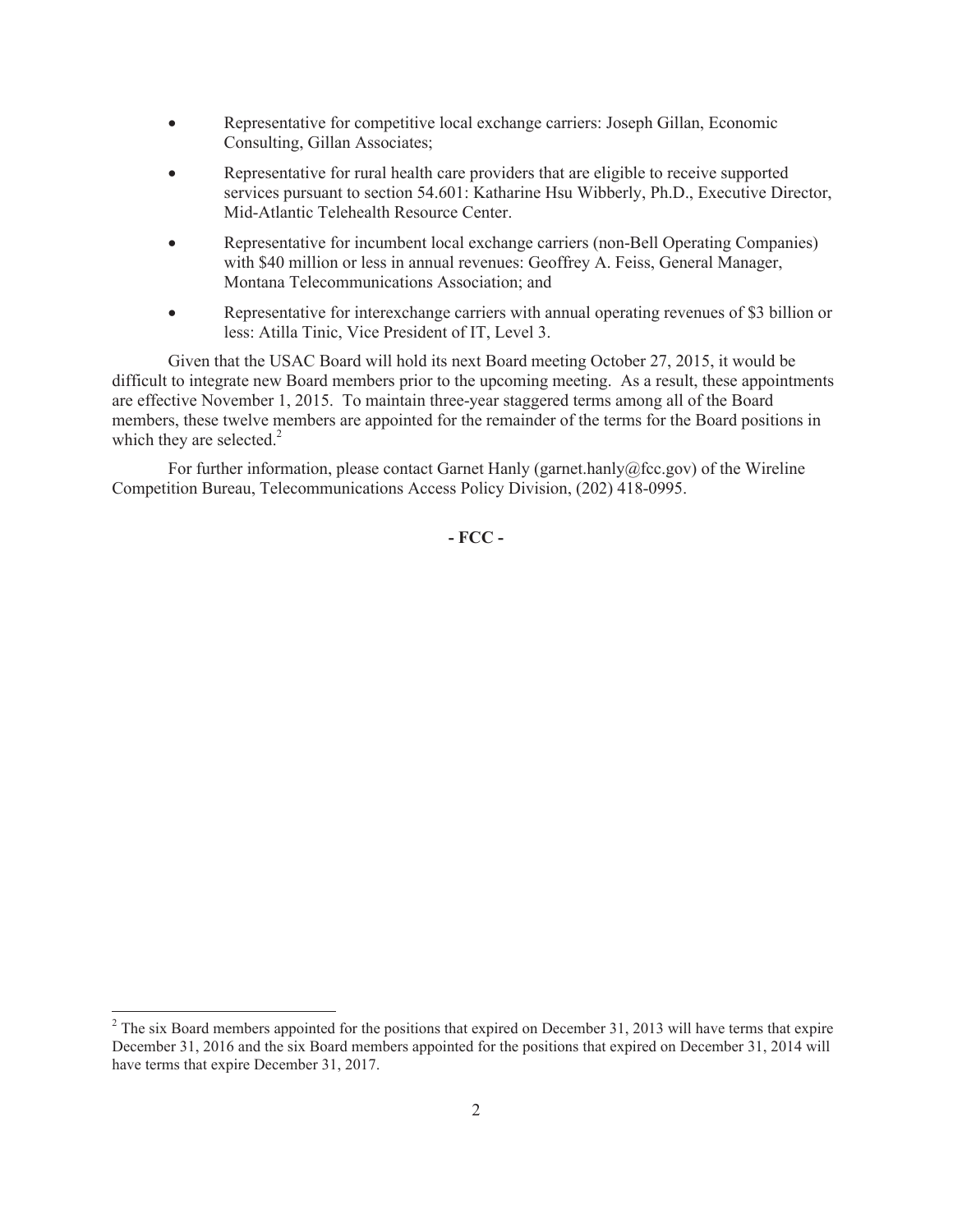- Representative for competitive local exchange carriers: Joseph Gillan, Economic Consulting, Gillan Associates;
- Representative for rural health care providers that are eligible to receive supported services pursuant to section 54.601: Katharine Hsu Wibberly, Ph.D., Executive Director, Mid-Atlantic Telehealth Resource Center.
- Representative for incumbent local exchange carriers (non-Bell Operating Companies) with $40 million or less in annual revenues: Geoffrey A. Feiss, General Manager, Montana Telecommunications Association; and
- Representative for interexchange carriers with annual operating revenues of $3 billion or less: Atilla Tinic, Vice President of IT, Level 3.

Given that the USAC Board will hold its next Board meeting October 27, 2015, it would be difficult to integrate new Board members prior to the upcoming meeting. As a result, these appointments are effective November 1, 2015. To maintain three-year staggered terms among all of the Board members, these twelve members are appointed for the remainder of the terms for the Board positions in which they are selected.[2]

For further information, please contact Garnet Hanly (garnet.hanly@fcc.gov) of the Wireline Competition Bureau, Telecommunications Access Policy Division, (202) 418-0995.

**- FCC -**

[2] The six Board members appointed for the positions that expired on December 31, 2013 will have terms that expire December 31, 2016 and the six Board members appointed for the positions that expired on December 31, 2014 will have terms that expire December 31, 2017.